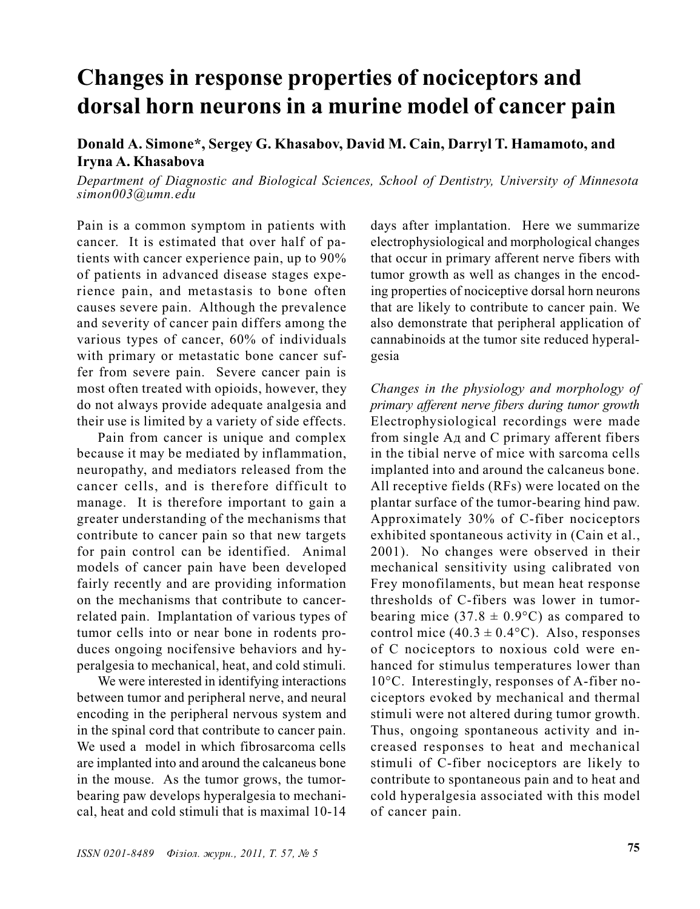# Changes in response properties of nociceptors and dorsal horn neurons in a murine model of cancer pain

**Donald A. Simone*, Sergey G. Khasabov, David M. Cain, Darryl T. Hamamoto, and Iryna A. Khasabova**

*Department of Diagnostic and Biological Sciences, School of Dentistry, University of Minnesota simon003@umn.edu*

Pain is a common symptom in patients with cancer. It is estimated that over half of patients with cancer experience pain, up to 90% of patients in advanced disease stages experience pain, and metastasis to bone often causes severe pain. Although the prevalence and severity of cancer pain differs among the various types of cancer, 60% of individuals with primary or metastatic bone cancer suffer from severe pain. Severe cancer pain is most often treated with opioids, however, they do not always provide adequate analgesia and their use is limited by a variety of side effects.

Pain from cancer is unique and complex because it may be mediated by inflammation, neuropathy, and mediators released from the cancer cells, and is therefore difficult to manage. It is therefore important to gain a greater understanding of the mechanisms that contribute to cancer pain so that new targets for pain control can be identified. Animal models of cancer pain have been developed fairly recently and are providing information on the mechanisms that contribute to cancer-related pain. Implantation of various types of tumor cells into or near bone in rodents produces ongoing nocifensive behaviors and hyperalgesia to mechanical, heat, and cold stimuli.

We were interested in identifying interactions between tumor and peripheral nerve, and neural encoding in the peripheral nervous system and in the spinal cord that contribute to cancer pain. We used a model in which fibrosarcoma cells are implanted into and around the calcaneus bone in the mouse. As the tumor grows, the tumor-bearing paw develops hyperalgesia to mechanical, heat and cold stimuli that is maximal 10-14 days after implantation. Here we summarize electrophysiological and morphological changes that occur in primary afferent nerve fibers with tumor growth as well as changes in the encoding properties of nociceptive dorsal horn neurons that are likely to contribute to cancer pain. We also demonstrate that peripheral application of cannabinoids at the tumor site reduced hyperalgesia

*Changes in the physiology and morphology of primary afferent nerve fibers during tumor growth* Electrophysiological recordings were made from single Aд and C primary afferent fibers in the tibial nerve of mice with sarcoma cells implanted into and around the calcaneus bone. All receptive fields (RFs) were located on the plantar surface of the tumor-bearing hind paw. Approximately 30% of C-fiber nociceptors exhibited spontaneous activity in (Cain et al., 2001). No changes were observed in their mechanical sensitivity using calibrated von Frey monofilaments, but mean heat response thresholds of C-fibers was lower in tumor-bearing mice ($37.8 \pm 0.9$°C) as compared to control mice ($40.3 \pm 0.4$°C). Also, responses of C nociceptors to noxious cold were enhanced for stimulus temperatures lower than 10°C. Interestingly, responses of A-fiber nociceptors evoked by mechanical and thermal stimuli were not altered during tumor growth. Thus, ongoing spontaneous activity and increased responses to heat and mechanical stimuli of C-fiber nociceptors are likely to contribute to spontaneous pain and to heat and cold hyperalgesia associated with this model of cancer pain.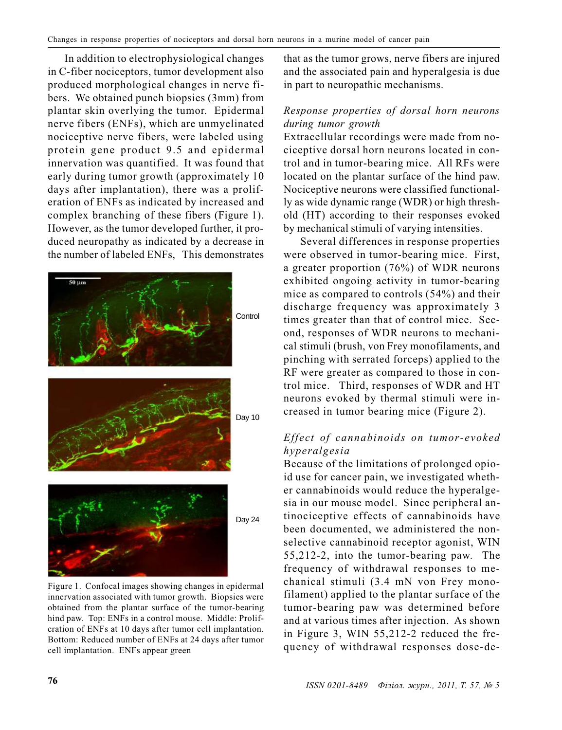In addition to electrophysiological changes in C-fiber nociceptors, tumor development also produced morphological changes in nerve fibers. We obtained punch biopsies (3mm) from plantar skin overlying the tumor. Epidermal nerve fibers (ENFs), which are unmyelinated nociceptive nerve fibers, were labeled using protein gene product 9.5 and epidermal innervation was quantified. It was found that early during tumor growth (approximately 10 days after implantation), there was a proliferation of ENFs as indicated by increased and complex branching of these fibers (Figure 1). However, as the tumor developed further, it produced neuropathy as indicated by a decrease in the number of labeled ENFs, This demonstrates that as the tumor grows, nerve fibers are injured and the associated pain and hyperalgesia is due in part to neuropathic mechanisms.

Figure 1. Confocal images showing changes in epidermal innervation associated with tumor growth. Biopsies were obtained from the plantar surface of the tumor-bearing hind paw. Top: ENFs in a control mouse. Middle: Proliferation of ENFs at 10 days after tumor cell implantation. Bottom: Reduced number of ENFs at 24 days after tumor cell implantation. ENFs appear green

### *Response properties of dorsal horn neurons during tumor growth*

Extracellular recordings were made from nociceptive dorsal horn neurons located in control and in tumor-bearing mice. All RFs were located on the plantar surface of the hind paw. Nociceptive neurons were classified functionally as wide dynamic range (WDR) or high threshold (HT) according to their responses evoked by mechanical stimuli of varying intensities.

Several differences in response properties were observed in tumor-bearing mice. First, a greater proportion (76%) of WDR neurons exhibited ongoing activity in tumor-bearing mice as compared to controls (54%) and their discharge frequency was approximately 3 times greater than that of control mice. Second, responses of WDR neurons to mechanical stimuli (brush, von Frey monofilaments, and pinching with serrated forceps) applied to the RF were greater as compared to those in control mice. Third, responses of WDR and HT neurons evoked by thermal stimuli were increased in tumor bearing mice (Figure 2).

### *Effect of cannabinoids on tumor-evoked hyperalgesia*

Because of the limitations of prolonged opioid use for cancer pain, we investigated whether cannabinoids would reduce the hyperalgesia in our mouse model. Since peripheral antinociceptive effects of cannabinoids have been documented, we administered the nonselective cannabinoid receptor agonist, WIN 55,212-2, into the tumor-bearing paw. The frequency of withdrawal responses to mechanical stimuli (3.4 mN von Frey monofilament) applied to the plantar surface of the tumor-bearing paw was determined before and at various times after injection. As shown in Figure 3, WIN 55,212-2 reduced the frequency of withdrawal responses dose-de-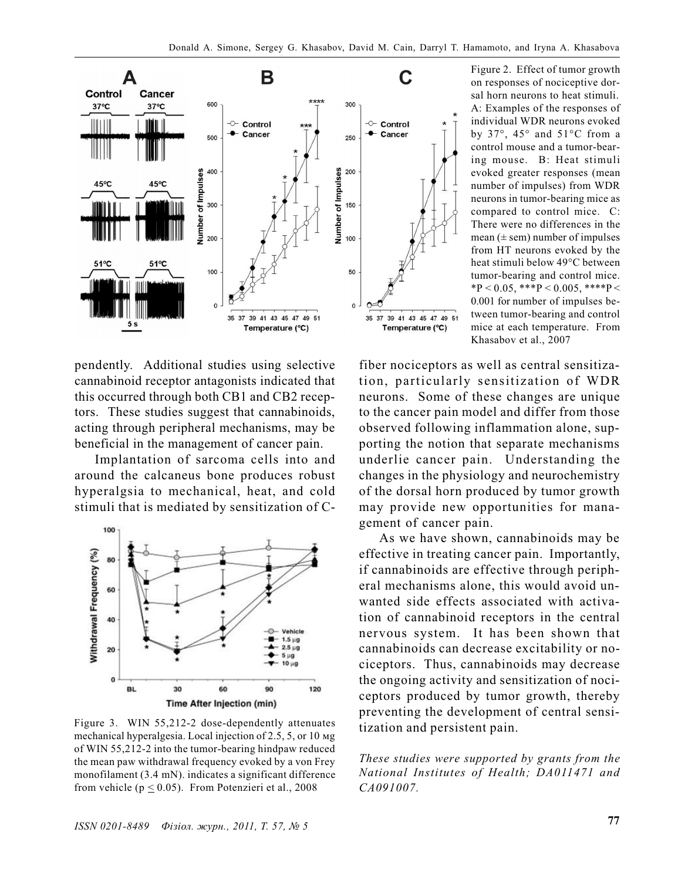A

B

C

Control

Cancer

37ºC

37ºC

45ºC

45ºC

51ºC

51ºC

5 s

Control

Cancer

Number of Impulses

Temperature (ºC)

0

100

200

300

400

500

600

35 37 39 41 43 45 47 49 51

*

*

*

***

****

Control

Cancer

Number of Impulses

Temperature (ºC)

0

50

100

150

200

250

300

35 37 39 41 43 45 47 49 51

*

*

Figure 2. Effect of tumor growth on responses of nociceptive dorsal horn neurons to heat stimuli. A: Examples of the responses of individual WDR neurons evoked by 37°, 45° and 51°C from a control mouse and a tumor-bearing mouse. B: Heat stimuli evoked greater responses (mean number of impulses) from WDR neurons in tumor-bearing mice as compared to control mice. C: There were no differences in the mean (± sem) number of impulses from HT neurons evoked by the heat stimuli below 49°C between tumor-bearing and control mice. *$P < 0.05$, ***$P < 0.005$, ****$P < 0.001$ for number of impulses between tumor-bearing and control mice at each temperature. From Khasabov et al., 2007

pendently. Additional studies using selective cannabinoid receptor antagonists indicated that this occurred through both CB1 and CB2 receptors. These studies suggest that cannabinoids, acting through peripheral mechanisms, may be beneficial in the management of cancer pain.

Implantation of sarcoma cells into and around the calcaneus bone produces robust hyperalgsia to mechanical, heat, and cold stimuli that is mediated by sensitization of C-fiber nociceptors as well as central sensitization, particularly sensitization of WDR neurons. Some of these changes are unique to the cancer pain model and differ from those observed following inflammation alone, supporting the notion that separate mechanisms underlie cancer pain. Understanding the changes in the physiology and neurochemistry of the dorsal horn produced by tumor growth may provide new opportunities for management of cancer pain.

Withdrawal Frequency (%)

Time After Injection (min)

0

20

40

60

80

100

BL

30

60

90

120

Vehicle

1.5 µg

2.5 µg

5 µg

10 µg

Figure 3. WIN 55,212-2 dose-dependently attenuates mechanical hyperalgesia. Local injection of 2.5, 5, or 10 мg of WIN 55,212-2 into the tumor-bearing hindpaw reduced the mean paw withdrawal frequency evoked by a von Frey monofilament (3.4 mN). indicates a significant difference from vehicle ($p \leq 0.05$). From Potenzieri et al., 2008

As we have shown, cannabinoids may be effective in treating cancer pain. Importantly, if cannabinoids are effective through peripheral mechanisms alone, this would avoid unwanted side effects associated with activation of cannabinoid receptors in the central nervous system. It has been shown that cannabinoids can decrease excitability or nociceptors. Thus, cannabinoids may decrease the ongoing activity and sensitization of nociceptors produced by tumor growth, thereby preventing the development of central sensitization and persistent pain.

*These studies were supported by grants from the National Institutes of Health; DA011471 and CA091007.*